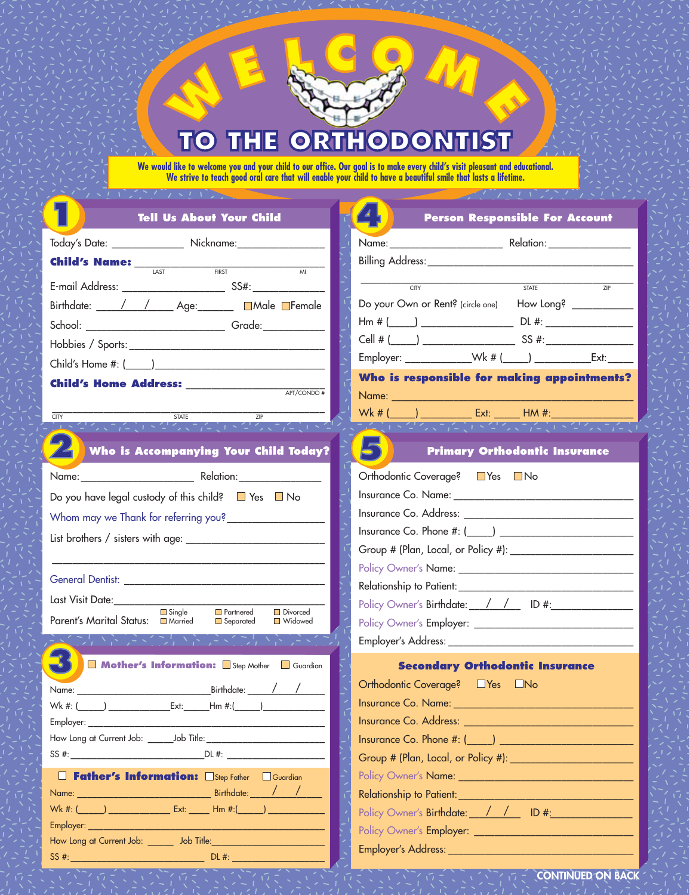# WELCOME TO THE ORTHODONTIST

We would like to welcome you and your child to our office. Our goal is to make every child's visit pleasant and educational. We strive to teach good oral care that will enable your child to have a beautiful smile that lasts a lifetime.

## 1 Tell Us About Your Child

Today's Date: ____________ Nickname:______________

**Child's Name:** ______________________________
LAST FIRST MI

E-mail Address: _________________ SS#:___________

Birthdate: ____/____/____ Age:________ ☐Male ☐Female

School: ______________________ Grade:__________

Hobbies / Sports: _________________________________

Child's Home #: (____)_____________________________

**Child's Home Address:** ________________________
APT/CONDO #

________________________________________________
CITY STATE ZIP

## 2 Who is Accompanying Your Child Today?

Name:__________________ Relation:______________

Do you have legal custody of this child? ☐ Yes ☐ No

Whom may we Thank for referring you?_______________

List brothers / sisters with age: ______________________

________________________________________________

General Dentist: _________________________________

Last Visit Date:__________________________________

Parent's Marital Status: ☐ Single ☐ Married ☐ Partnered ☐ Separated ☐ Divorced ☐ Widowed

## 3 ☐ Mother's Information: ☐ Step Mother ☐ Guardian

Name: ______________________ Birthdate: ____/____/____

Wk #: (____) __________ Ext:_____Hm #:(_____)________

Employer: _______________________________________

How Long at Current Job: _____Job Title:_______________

SS #: ______________________DL #: ________________

### ☐ Father's Information: ☐ Step Father ☐ Guardian

Name: ______________________ Birthdate: ____/____/____

Wk #: (____) __________ Ext: _____ Hm #:(_____)________

Employer: _______________________________________

How Long at Current Job: _____ Job Title:______________

SS #: ______________________ DL #: ________________

## 4 Person Responsible For Account

Name: __________________ Relation: ______________

Billing Address: __________________________________

________________________________________________
CITY STATE ZIP

Do your Own or Rent? (circle one) How Long? __________

Hm # (____) ______________ DL #: ________________

Cell # (____) ______________ SS #: ________________

Employer: ___________Wk # (____) _________Ext:_____

### Who is responsible for making appointments?

Name: __________________________________________

Wk # (____) ________ Ext: ____ HM #:______________

## 5 Primary Orthodontic Insurance

Orthodontic Coverage? ☐Yes ☐No

Insurance Co. Name: ______________________________

Insurance Co. Address: ____________________________

Insurance Co. Phone #: (____) _____________________

Group # (Plan, Local, or Policy #): ___________________

Policy Owner's Name: ______________________________

Relationship to Patient: ____________________________

Policy Owner's Birthdate: ____/____/____ ID #:______________

Policy Owner's Employer: ___________________________

Employer's Address: _______________________________

### Secondary Orthodontic Insurance

Orthodontic Coverage? ☐Yes ☐No

Insurance Co. Name: ______________________________

Insurance Co. Address: ____________________________

Insurance Co. Phone #: (____) _____________________

Group # (Plan, Local, or Policy #): ___________________

Policy Owner's Name: ______________________________

Relationship to Patient: ____________________________

Policy Owner's Birthdate: ____/____/____ ID #:______________

Policy Owner's Employer: ___________________________

Employer's Address: _______________________________

CONTINUED ON BACK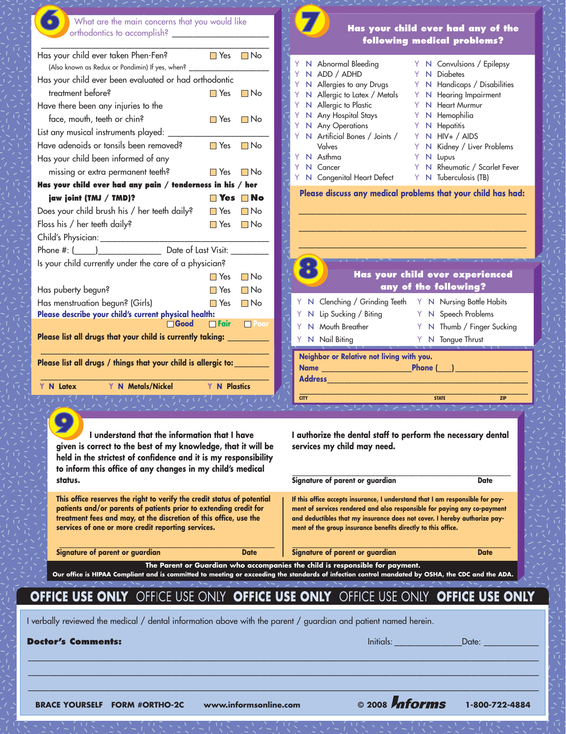## 6 What are the main concerns that you would like orthodontics to accomplish? ____________________

____________________________________________

Has your child ever taken Phen-Fen? ☐ Yes ☐ No
(Also known as Redux or Pondimin) If yes, when? ____________

Has your child ever been evaluated or had orthodontic treatment before? ☐ Yes ☐ No

Have there been any injuries to the face, mouth, teeth or chin? ☐ Yes ☐ No

List any musical instruments played: ____________________

Have adenoids or tonsils been removed? ☐ Yes ☐ No

Has your child been informed of any missing or extra permanent teeth? ☐ Yes ☐ No

**Has your child ever had any pain / tenderness in his / her jaw joint (TMJ / TMD)? ☐ Yes ☐ No**

Does your child brush his / her teeth daily? ☐ Yes ☐ No

Floss his / her teeth daily? ☐ Yes ☐ No

Child's Physician: ____________________________________

Phone #: (_____)______________ Date of Last Visit: ________

Is your child currently under the care of a physician? ☐ Yes ☐ No

Has puberty begun? ☐ Yes ☐ No

Has menstruation begun? (Girls) ☐ Yes ☐ No

**Please describe your child's current physical health:** ☐ Good ☐ Fair ☐ Poor

**Please list all drugs that your child is currently taking:** __________

____________________________________________

**Please list all drugs / things that your child is allergic to:** ________

____________________________________________

**Y N Latex Y N Metals/Nickel Y N Plastics**

## 7 Has your child ever had any of the following medical problems?

| | |
|---|---|
| Y N Abnormal Bleeding | Y N Convulsions / Epilepsy |
| Y N ADD / ADHD | Y N Diabetes |
| Y N Allergies to any Drugs | Y N Handicaps / Disabilities |
| Y N Allergic to Latex / Metals | Y N Hearing Impairment |
| Y N Allergic to Plastic | Y N Heart Murmur |
| Y N Any Hospital Stays | Y N Hemophilia |
| Y N Any Operations | Y N Hepatitis |
| Y N Artificial Bones / Joints / Valves | Y N HIV+ / AIDS |
| Y N Asthma | Y N Kidney / Liver Problems |
| Y N Cancer | Y N Lupus |
| Y N Congenital Heart Defect | Y N Rheumatic / Scarlet Fever |
| | Y N Tuberculosis (TB) |

**Please discuss any medical problems that your child has had:**

____________________________________________

____________________________________________

____________________________________________

## 8 Has your child ever experienced any of the following?

| | |
|---|---|
| Y N Clenching / Grinding Teeth | Y N Nursing Bottle Habits |
| Y N Lip Sucking / Biting | Y N Speech Problems |
| Y N Mouth Breather | Y N Thumb / Finger Sucking |
| Y N Nail Biting | Y N Tongue Thrust |

**Neighbor or Relative not living with you.**

**Name** ____________________ **Phone** (___)______________

**Address** ____________________________________________

____________________________________________
CITY STATE ZIP

## 9

**I understand that the information that I have given is correct to the best of my knowledge, that it will be held in the strictest of confidence and it is my responsibility to inform this office of any changes in my child's medical status.**

**I authorize the dental staff to perform the necessary dental services my child may need.**

____________________________________________
**Signature of parent or guardian Date**

**This office reserves the right to verify the credit status of potential patients and/or parents of patients prior to extending credit for treatment fees and may, at the discretion of this office, use the services of one or more credit reporting services.**

____________________________________________
**Signature of parent or guardian Date**

**If this office accepts insurance, I understand that I am responsible for payment of services rendered and also responsible for paying any co-payment and deductibles that my insurance does not cover. I hereby authorize payment of the group insurance benefits directly to this office.**

____________________________________________
**Signature of parent or guardian Date**

**The Parent or Guardian who accompanies the child is responsible for payment.**
**Our office is HIPAA Compliant and is committed to meeting or exceeding the standards of infection control mandated by OSHA, the CDC and the ADA.**

## OFFICE USE ONLY OFFICE USE ONLY OFFICE USE ONLY OFFICE USE ONLY OFFICE USE ONLY

I verbally reviewed the medical / dental information above with the parent / guardian and patient named herein.

**Doctor's Comments:** Initials: ______________ Date: ___________

____________________________________________

____________________________________________

____________________________________________

**BRACE YOURSELF FORM #ORTHO-2C www.informsonline.com © 2008 Informs 1-800-722-4884**